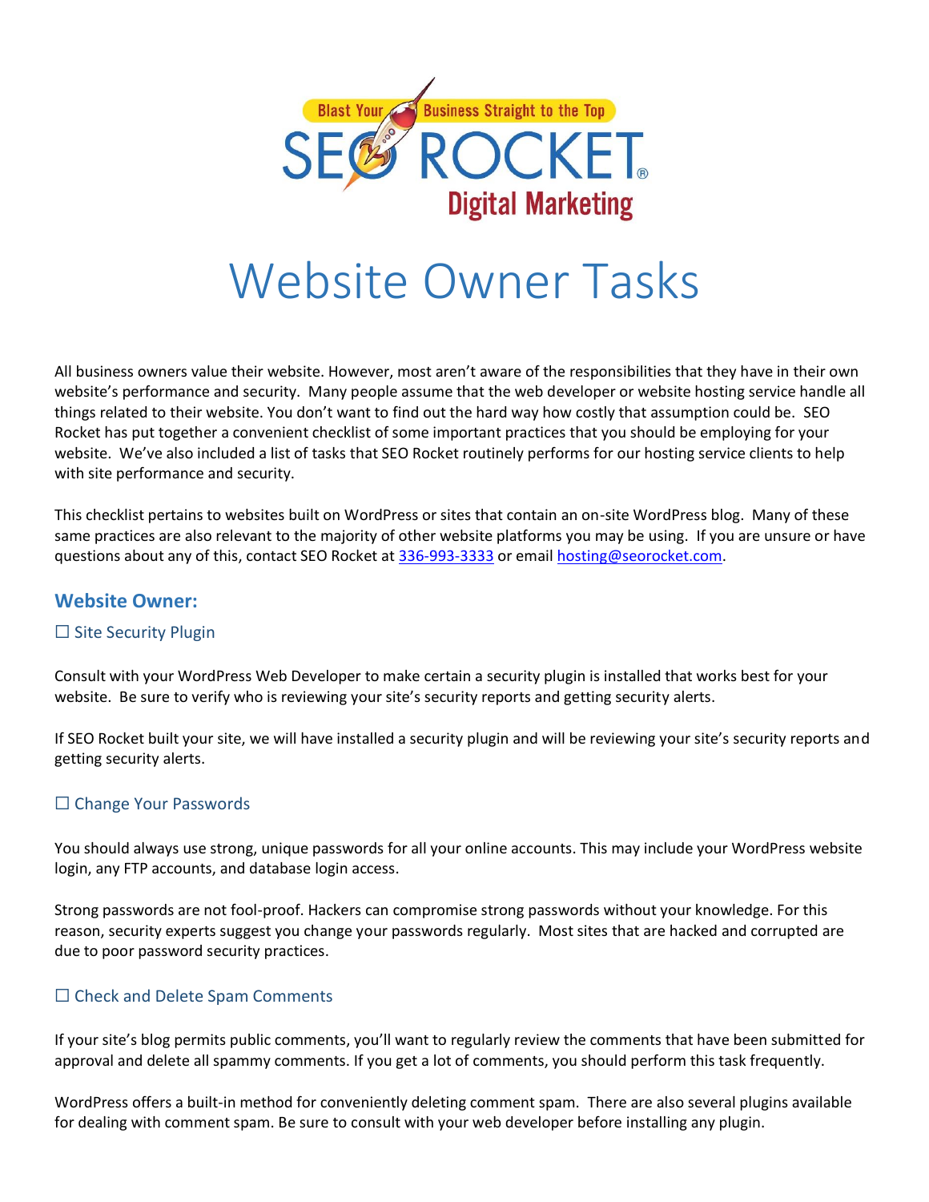# Website Owner Tasks

All business owners value their website. However, most aren't aware of the responsibilities that they have in their own website's performance and security. Many people assume that the web developer or website hosting service handle all things related to their website. You don't want to find out the hard way how costly that assumption could be. SEO Rocket has put together a convenient checklist of some important practices that you should be employing for your website. We've also included a list of tasks that SEO Rocket routinely performs for our hosting service clients to help with site performance and security.

This checklist pertains to websites built on WordPress or sites that contain an on-site WordPress blog. Many of these same practices are also relevant to the majority of other website platforms you may be using. If you are unsure or have questions about any of this, contact SEO Rocket at 336-993-3333 or email hosting@seorocket.com.

## Website Owner:

### ☐ Site Security Plugin

Consult with your WordPress Web Developer to make certain a security plugin is installed that works best for your website. Be sure to verify who is reviewing your site's security reports and getting security alerts.

If SEO Rocket built your site, we will have installed a security plugin and will be reviewing your site's security reports and getting security alerts.

### ☐ Change Your Passwords

You should always use strong, unique passwords for all your online accounts. This may include your WordPress website login, any FTP accounts, and database login access.

Strong passwords are not fool-proof. Hackers can compromise strong passwords without your knowledge. For this reason, security experts suggest you change your passwords regularly. Most sites that are hacked and corrupted are due to poor password security practices.

### ☐ Check and Delete Spam Comments

If your site's blog permits public comments, you'll want to regularly review the comments that have been submitted for approval and delete all spammy comments. If you get a lot of comments, you should perform this task frequently.

WordPress offers a built-in method for conveniently deleting comment spam. There are also several plugins available for dealing with comment spam. Be sure to consult with your web developer before installing any plugin.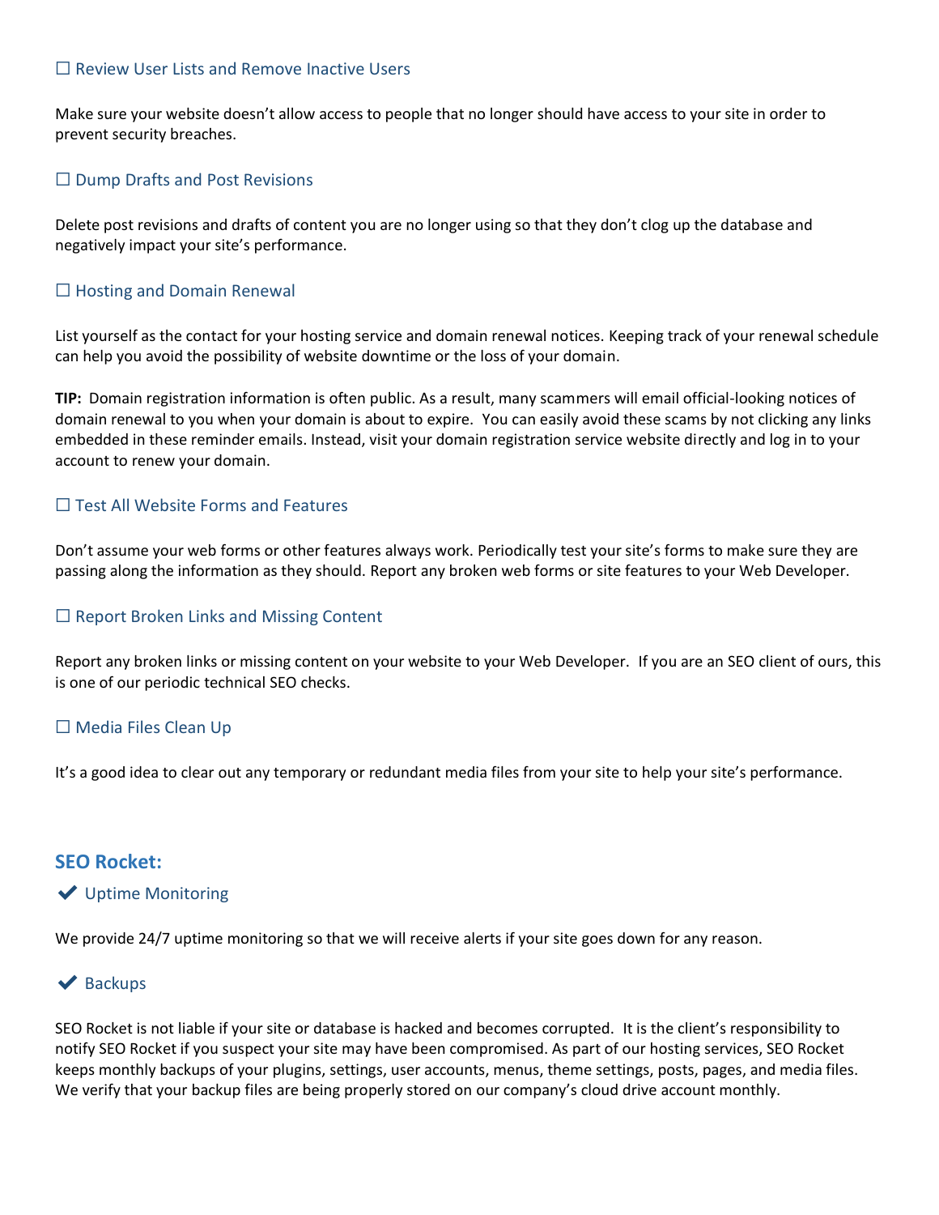### ☐ Review User Lists and Remove Inactive Users

Make sure your website doesn't allow access to people that no longer should have access to your site in order to prevent security breaches.

### ☐ Dump Drafts and Post Revisions

Delete post revisions and drafts of content you are no longer using so that they don't clog up the database and negatively impact your site's performance.

### ☐ Hosting and Domain Renewal

List yourself as the contact for your hosting service and domain renewal notices. Keeping track of your renewal schedule can help you avoid the possibility of website downtime or the loss of your domain.

**TIP:** Domain registration information is often public. As a result, many scammers will email official-looking notices of domain renewal to you when your domain is about to expire. You can easily avoid these scams by not clicking any links embedded in these reminder emails. Instead, visit your domain registration service website directly and log in to your account to renew your domain.

### ☐ Test All Website Forms and Features

Don't assume your web forms or other features always work. Periodically test your site's forms to make sure they are passing along the information as they should. Report any broken web forms or site features to your Web Developer.

### ☐ Report Broken Links and Missing Content

Report any broken links or missing content on your website to your Web Developer. If you are an SEO client of ours, this is one of our periodic technical SEO checks.

### ☐ Media Files Clean Up

It's a good idea to clear out any temporary or redundant media files from your site to help your site's performance.

## SEO Rocket:

### ✔ Uptime Monitoring

We provide 24/7 uptime monitoring so that we will receive alerts if your site goes down for any reason.

### ✔ Backups

SEO Rocket is not liable if your site or database is hacked and becomes corrupted. It is the client's responsibility to notify SEO Rocket if you suspect your site may have been compromised. As part of our hosting services, SEO Rocket keeps monthly backups of your plugins, settings, user accounts, menus, theme settings, posts, pages, and media files. We verify that your backup files are being properly stored on our company's cloud drive account monthly.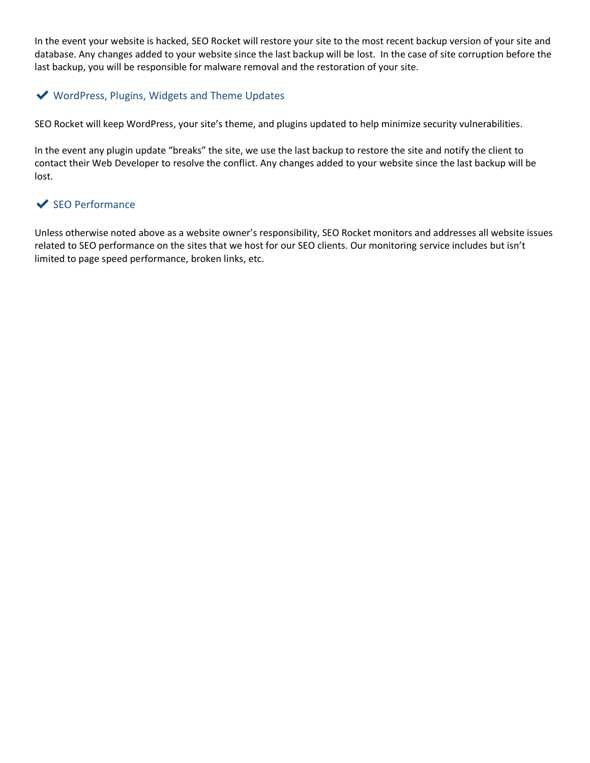In the event your website is hacked, SEO Rocket will restore your site to the most recent backup version of your site and database. Any changes added to your website since the last backup will be lost. In the case of site corruption before the last backup, you will be responsible for malware removal and the restoration of your site.

### ✔ WordPress, Plugins, Widgets and Theme Updates

SEO Rocket will keep WordPress, your site's theme, and plugins updated to help minimize security vulnerabilities.

In the event any plugin update "breaks" the site, we use the last backup to restore the site and notify the client to contact their Web Developer to resolve the conflict. Any changes added to your website since the last backup will be lost.

### ✔ SEO Performance

Unless otherwise noted above as a website owner's responsibility, SEO Rocket monitors and addresses all website issues related to SEO performance on the sites that we host for our SEO clients. Our monitoring service includes but isn't limited to page speed performance, broken links, etc.